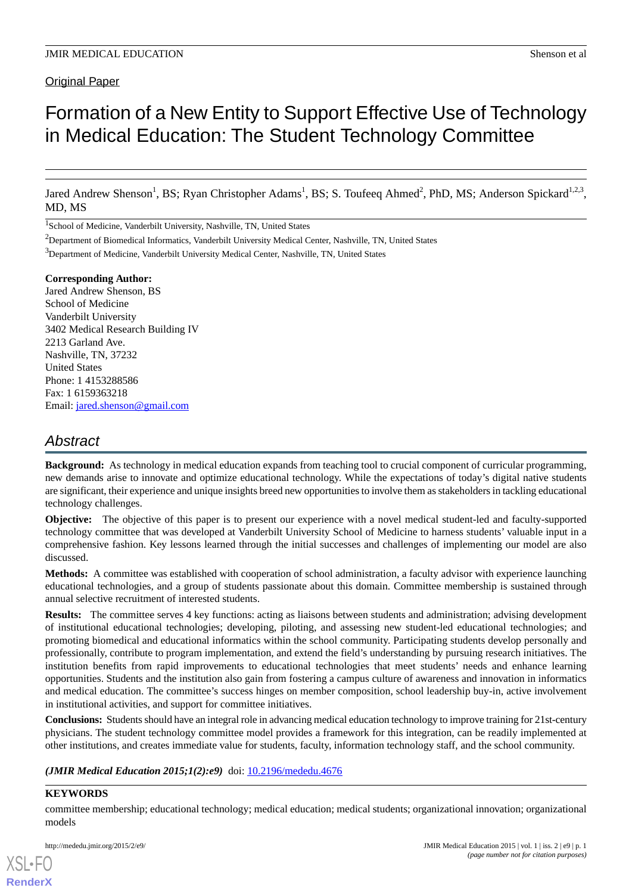Original Paper

# Formation of a New Entity to Support Effective Use of Technology in Medical Education: The Student Technology Committee

Jared Andrew Shenson[1], BS; Ryan Christopher Adams[1], BS; S. Toufeeq Ahmed[2], PhD, MS; Anderson Spickard[1,2,3], MD, MS

[1]School of Medicine, Vanderbilt University, Nashville, TN, United States

[2]Department of Biomedical Informatics, Vanderbilt University Medical Center, Nashville, TN, United States

[3]Department of Medicine, Vanderbilt University Medical Center, Nashville, TN, United States

**Corresponding Author:**
Jared Andrew Shenson, BS
School of Medicine
Vanderbilt University
3402 Medical Research Building IV
2213 Garland Ave.
Nashville, TN, 37232
United States
Phone: 1 4153288586
Fax: 1 6159363218
Email: jared.shenson@gmail.com

## Abstract

**Background:** As technology in medical education expands from teaching tool to crucial component of curricular programming, new demands arise to innovate and optimize educational technology. While the expectations of today's digital native students are significant, their experience and unique insights breed new opportunities to involve them as stakeholders in tackling educational technology challenges.

**Objective:** The objective of this paper is to present our experience with a novel medical student-led and faculty-supported technology committee that was developed at Vanderbilt University School of Medicine to harness students' valuable input in a comprehensive fashion. Key lessons learned through the initial successes and challenges of implementing our model are also discussed.

**Methods:** A committee was established with cooperation of school administration, a faculty advisor with experience launching educational technologies, and a group of students passionate about this domain. Committee membership is sustained through annual selective recruitment of interested students.

**Results:** The committee serves 4 key functions: acting as liaisons between students and administration; advising development of institutional educational technologies; developing, piloting, and assessing new student-led educational technologies; and promoting biomedical and educational informatics within the school community. Participating students develop personally and professionally, contribute to program implementation, and extend the field's understanding by pursuing research initiatives. The institution benefits from rapid improvements to educational technologies that meet students' needs and enhance learning opportunities. Students and the institution also gain from fostering a campus culture of awareness and innovation in informatics and medical education. The committee's success hinges on member composition, school leadership buy-in, active involvement in institutional activities, and support for committee initiatives.

**Conclusions:** Students should have an integral role in advancing medical education technology to improve training for 21st-century physicians. The student technology committee model provides a framework for this integration, can be readily implemented at other institutions, and creates immediate value for students, faculty, information technology staff, and the school community.

***(JMIR Medical Education 2015;1(2):e9)*** doi: 10.2196/mededu.4676

**KEYWORDS**

committee membership; educational technology; medical education; medical students; organizational innovation; organizational models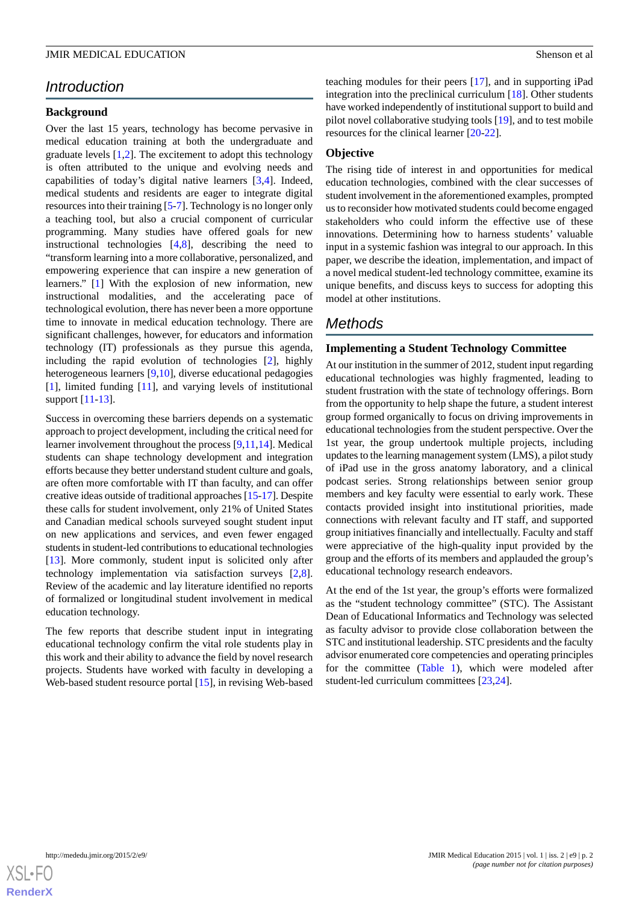## Introduction

### Background

Over the last 15 years, technology has become pervasive in medical education training at both the undergraduate and graduate levels [1,2]. The excitement to adopt this technology is often attributed to the unique and evolving needs and capabilities of today's digital native learners [3,4]. Indeed, medical students and residents are eager to integrate digital resources into their training [5-7]. Technology is no longer only a teaching tool, but also a crucial component of curricular programming. Many studies have offered goals for new instructional technologies [4,8], describing the need to "transform learning into a more collaborative, personalized, and empowering experience that can inspire a new generation of learners." [1] With the explosion of new information, new instructional modalities, and the accelerating pace of technological evolution, there has never been a more opportune time to innovate in medical education technology. There are significant challenges, however, for educators and information technology (IT) professionals as they pursue this agenda, including the rapid evolution of technologies [2], highly heterogeneous learners [9,10], diverse educational pedagogies [1], limited funding [11], and varying levels of institutional support [11-13].

Success in overcoming these barriers depends on a systematic approach to project development, including the critical need for learner involvement throughout the process [9,11,14]. Medical students can shape technology development and integration efforts because they better understand student culture and goals, are often more comfortable with IT than faculty, and can offer creative ideas outside of traditional approaches [15-17]. Despite these calls for student involvement, only 21% of United States and Canadian medical schools surveyed sought student input on new applications and services, and even fewer engaged students in student-led contributions to educational technologies [13]. More commonly, student input is solicited only after technology implementation via satisfaction surveys [2,8]. Review of the academic and lay literature identified no reports of formalized or longitudinal student involvement in medical education technology.

The few reports that describe student input in integrating educational technology confirm the vital role students play in this work and their ability to advance the field by novel research projects. Students have worked with faculty in developing a Web-based student resource portal [15], in revising Web-based teaching modules for their peers [17], and in supporting iPad integration into the preclinical curriculum [18]. Other students have worked independently of institutional support to build and pilot novel collaborative studying tools [19], and to test mobile resources for the clinical learner [20-22].

### Objective

The rising tide of interest in and opportunities for medical education technologies, combined with the clear successes of student involvement in the aforementioned examples, prompted us to reconsider how motivated students could become engaged stakeholders who could inform the effective use of these innovations. Determining how to harness students' valuable input in a systemic fashion was integral to our approach. In this paper, we describe the ideation, implementation, and impact of a novel medical student-led technology committee, examine its unique benefits, and discuss keys to success for adopting this model at other institutions.

## Methods

### Implementing a Student Technology Committee

At our institution in the summer of 2012, student input regarding educational technologies was highly fragmented, leading to student frustration with the state of technology offerings. Born from the opportunity to help shape the future, a student interest group formed organically to focus on driving improvements in educational technologies from the student perspective. Over the 1st year, the group undertook multiple projects, including updates to the learning management system (LMS), a pilot study of iPad use in the gross anatomy laboratory, and a clinical podcast series. Strong relationships between senior group members and key faculty were essential to early work. These contacts provided insight into institutional priorities, made connections with relevant faculty and IT staff, and supported group initiatives financially and intellectually. Faculty and staff were appreciative of the high-quality input provided by the group and the efforts of its members and applauded the group's educational technology research endeavors.

At the end of the 1st year, the group's efforts were formalized as the "student technology committee" (STC). The Assistant Dean of Educational Informatics and Technology was selected as faculty advisor to provide close collaboration between the STC and institutional leadership. STC presidents and the faculty advisor enumerated core competencies and operating principles for the committee (Table 1), which were modeled after student-led curriculum committees [23,24].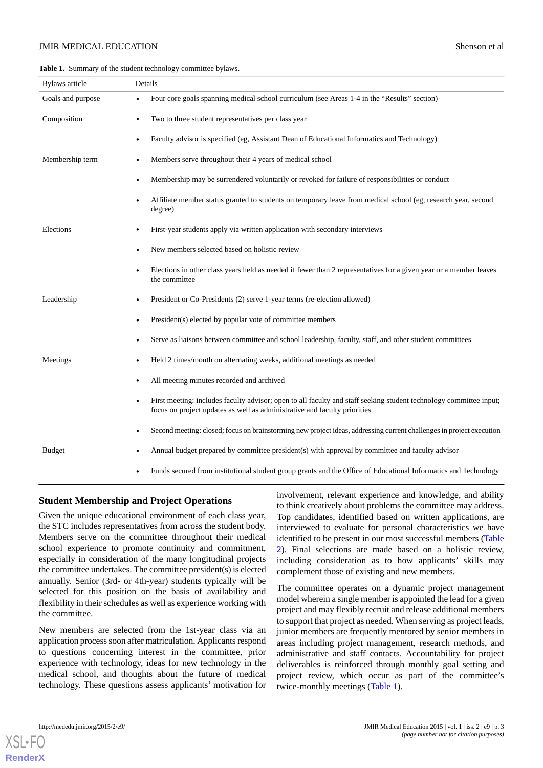**Table 1.** Summary of the student technology committee bylaws.

| Bylaws article | Details |
|---|---|
| Goals and purpose | • Four core goals spanning medical school curriculum (see Areas 1-4 in the "Results" section) |
| Composition | • Two to three student representatives per class year |
| | • Faculty advisor is specified (eg, Assistant Dean of Educational Informatics and Technology) |
| Membership term | • Members serve throughout their 4 years of medical school |
| | • Membership may be surrendered voluntarily or revoked for failure of responsibilities or conduct |
| | • Affiliate member status granted to students on temporary leave from medical school (eg, research year, second degree) |
| Elections | • First-year students apply via written application with secondary interviews |
| | • New members selected based on holistic review |
| | • Elections in other class years held as needed if fewer than 2 representatives for a given year or a member leaves the committee |
| Leadership | • President or Co-Presidents (2) serve 1-year terms (re-election allowed) |
| | • President(s) elected by popular vote of committee members |
| | • Serve as liaisons between committee and school leadership, faculty, staff, and other student committees |
| Meetings | • Held 2 times/month on alternating weeks, additional meetings as needed |
| | • All meeting minutes recorded and archived |
| | • First meeting: includes faculty advisor; open to all faculty and staff seeking student technology committee input; focus on project updates as well as administrative and faculty priorities |
| | • Second meeting: closed; focus on brainstorming new project ideas, addressing current challenges in project execution |
| Budget | • Annual budget prepared by committee president(s) with approval by committee and faculty advisor |
| | • Funds secured from institutional student group grants and the Office of Educational Informatics and Technology |

### Student Membership and Project Operations

Given the unique educational environment of each class year, the STC includes representatives from across the student body. Members serve on the committee throughout their medical school experience to promote continuity and commitment, especially in consideration of the many longitudinal projects the committee undertakes. The committee president(s) is elected annually. Senior (3rd- or 4th-year) students typically will be selected for this position on the basis of availability and flexibility in their schedules as well as experience working with the committee.

New members are selected from the 1st-year class via an application process soon after matriculation. Applicants respond to questions concerning interest in the committee, prior experience with technology, ideas for new technology in the medical school, and thoughts about the future of medical technology. These questions assess applicants' motivation for involvement, relevant experience and knowledge, and ability to think creatively about problems the committee may address. Top candidates, identified based on written applications, are interviewed to evaluate for personal characteristics we have identified to be present in our most successful members (Table 2). Final selections are made based on a holistic review, including consideration as to how applicants' skills may complement those of existing and new members.

The committee operates on a dynamic project management model wherein a single member is appointed the lead for a given project and may flexibly recruit and release additional members to support that project as needed. When serving as project leads, junior members are frequently mentored by senior members in areas including project management, research methods, and administrative and staff contacts. Accountability for project deliverables is reinforced through monthly goal setting and project review, which occur as part of the committee's twice-monthly meetings (Table 1).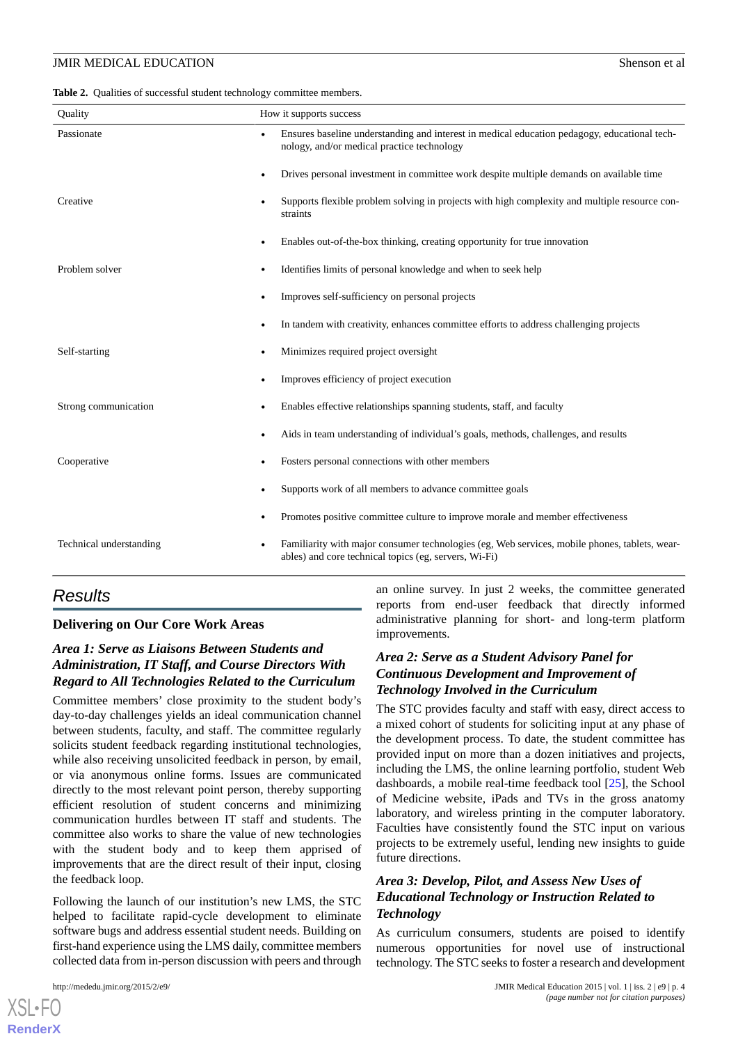**Table 2.** Qualities of successful student technology committee members.

| Quality | How it supports success |
|---|---|
| Passionate | • Ensures baseline understanding and interest in medical education pedagogy, educational technology, and/or medical practice technology<br>• Drives personal investment in committee work despite multiple demands on available time |
| Creative | • Supports flexible problem solving in projects with high complexity and multiple resource constraints<br>• Enables out-of-the-box thinking, creating opportunity for true innovation |
| Problem solver | • Identifies limits of personal knowledge and when to seek help<br>• Improves self-sufficiency on personal projects<br>• In tandem with creativity, enhances committee efforts to address challenging projects |
| Self-starting | • Minimizes required project oversight<br>• Improves efficiency of project execution |
| Strong communication | • Enables effective relationships spanning students, staff, and faculty<br>• Aids in team understanding of individual's goals, methods, challenges, and results |
| Cooperative | • Fosters personal connections with other members<br>• Supports work of all members to advance committee goals<br>• Promotes positive committee culture to improve morale and member effectiveness |
| Technical understanding | • Familiarity with major consumer technologies (eg, Web services, mobile phones, tablets, wearables) and core technical topics (eg, servers, Wi-Fi) |

## Results

### Delivering on Our Core Work Areas

#### *Area 1: Serve as Liaisons Between Students and Administration, IT Staff, and Course Directors With Regard to All Technologies Related to the Curriculum*

Committee members' close proximity to the student body's day-to-day challenges yields an ideal communication channel between students, faculty, and staff. The committee regularly solicits student feedback regarding institutional technologies, while also receiving unsolicited feedback in person, by email, or via anonymous online forms. Issues are communicated directly to the most relevant point person, thereby supporting efficient resolution of student concerns and minimizing communication hurdles between IT staff and students. The committee also works to share the value of new technologies with the student body and to keep them apprised of improvements that are the direct result of their input, closing the feedback loop.

Following the launch of our institution's new LMS, the STC helped to facilitate rapid-cycle development to eliminate software bugs and address essential student needs. Building on first-hand experience using the LMS daily, committee members collected data from in-person discussion with peers and through an online survey. In just 2 weeks, the committee generated reports from end-user feedback that directly informed administrative planning for short- and long-term platform improvements.

#### *Area 2: Serve as a Student Advisory Panel for Continuous Development and Improvement of Technology Involved in the Curriculum*

The STC provides faculty and staff with easy, direct access to a mixed cohort of students for soliciting input at any phase of the development process. To date, the student committee has provided input on more than a dozen initiatives and projects, including the LMS, the online learning portfolio, student Web dashboards, a mobile real-time feedback tool [25], the School of Medicine website, iPads and TVs in the gross anatomy laboratory, and wireless printing in the computer laboratory. Faculties have consistently found the STC input on various projects to be extremely useful, lending new insights to guide future directions.

#### *Area 3: Develop, Pilot, and Assess New Uses of Educational Technology or Instruction Related to Technology*

As curriculum consumers, students are poised to identify numerous opportunities for novel use of instructional technology. The STC seeks to foster a research and development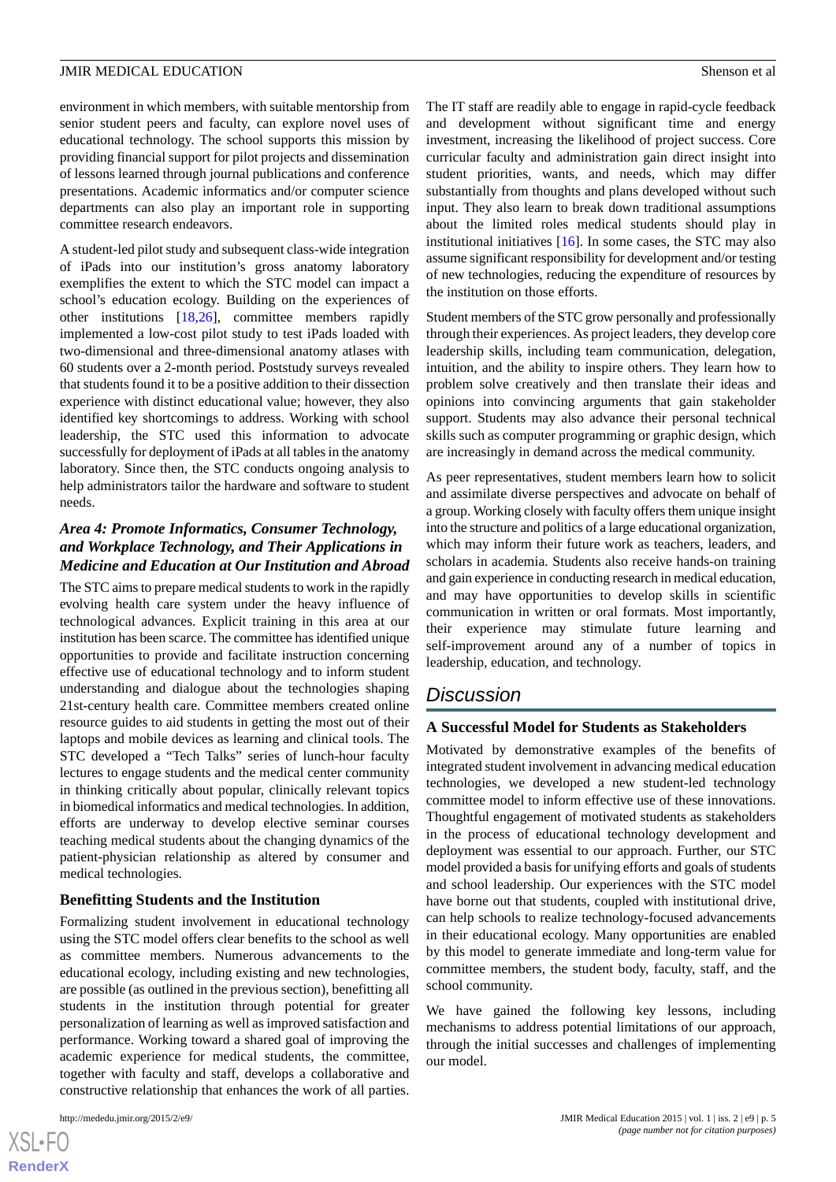environment in which members, with suitable mentorship from senior student peers and faculty, can explore novel uses of educational technology. The school supports this mission by providing financial support for pilot projects and dissemination of lessons learned through journal publications and conference presentations. Academic informatics and/or computer science departments can also play an important role in supporting committee research endeavors.

A student-led pilot study and subsequent class-wide integration of iPads into our institution's gross anatomy laboratory exemplifies the extent to which the STC model can impact a school's education ecology. Building on the experiences of other institutions [18,26], committee members rapidly implemented a low-cost pilot study to test iPads loaded with two-dimensional and three-dimensional anatomy atlases with 60 students over a 2-month period. Poststudy surveys revealed that students found it to be a positive addition to their dissection experience with distinct educational value; however, they also identified key shortcomings to address. Working with school leadership, the STC used this information to advocate successfully for deployment of iPads at all tables in the anatomy laboratory. Since then, the STC conducts ongoing analysis to help administrators tailor the hardware and software to student needs.

### *Area 4: Promote Informatics, Consumer Technology, and Workplace Technology, and Their Applications in Medicine and Education at Our Institution and Abroad*

The STC aims to prepare medical students to work in the rapidly evolving health care system under the heavy influence of technological advances. Explicit training in this area at our institution has been scarce. The committee has identified unique opportunities to provide and facilitate instruction concerning effective use of educational technology and to inform student understanding and dialogue about the technologies shaping 21st-century health care. Committee members created online resource guides to aid students in getting the most out of their laptops and mobile devices as learning and clinical tools. The STC developed a "Tech Talks" series of lunch-hour faculty lectures to engage students and the medical center community in thinking critically about popular, clinically relevant topics in biomedical informatics and medical technologies. In addition, efforts are underway to develop elective seminar courses teaching medical students about the changing dynamics of the patient-physician relationship as altered by consumer and medical technologies.

### Benefitting Students and the Institution

Formalizing student involvement in educational technology using the STC model offers clear benefits to the school as well as committee members. Numerous advancements to the educational ecology, including existing and new technologies, are possible (as outlined in the previous section), benefitting all students in the institution through potential for greater personalization of learning as well as improved satisfaction and performance. Working toward a shared goal of improving the academic experience for medical students, the committee, together with faculty and staff, develops a collaborative and constructive relationship that enhances the work of all parties. The IT staff are readily able to engage in rapid-cycle feedback and development without significant time and energy investment, increasing the likelihood of project success. Core curricular faculty and administration gain direct insight into student priorities, wants, and needs, which may differ substantially from thoughts and plans developed without such input. They also learn to break down traditional assumptions about the limited roles medical students should play in institutional initiatives [16]. In some cases, the STC may also assume significant responsibility for development and/or testing of new technologies, reducing the expenditure of resources by the institution on those efforts.

Student members of the STC grow personally and professionally through their experiences. As project leaders, they develop core leadership skills, including team communication, delegation, intuition, and the ability to inspire others. They learn how to problem solve creatively and then translate their ideas and opinions into convincing arguments that gain stakeholder support. Students may also advance their personal technical skills such as computer programming or graphic design, which are increasingly in demand across the medical community.

As peer representatives, student members learn how to solicit and assimilate diverse perspectives and advocate on behalf of a group. Working closely with faculty offers them unique insight into the structure and politics of a large educational organization, which may inform their future work as teachers, leaders, and scholars in academia. Students also receive hands-on training and gain experience in conducting research in medical education, and may have opportunities to develop skills in scientific communication in written or oral formats. Most importantly, their experience may stimulate future learning and self-improvement around any of a number of topics in leadership, education, and technology.

## *Discussion*

### A Successful Model for Students as Stakeholders

Motivated by demonstrative examples of the benefits of integrated student involvement in advancing medical education technologies, we developed a new student-led technology committee model to inform effective use of these innovations. Thoughtful engagement of motivated students as stakeholders in the process of educational technology development and deployment was essential to our approach. Further, our STC model provided a basis for unifying efforts and goals of students and school leadership. Our experiences with the STC model have borne out that students, coupled with institutional drive, can help schools to realize technology-focused advancements in their educational ecology. Many opportunities are enabled by this model to generate immediate and long-term value for committee members, the student body, faculty, staff, and the school community.

We have gained the following key lessons, including mechanisms to address potential limitations of our approach, through the initial successes and challenges of implementing our model.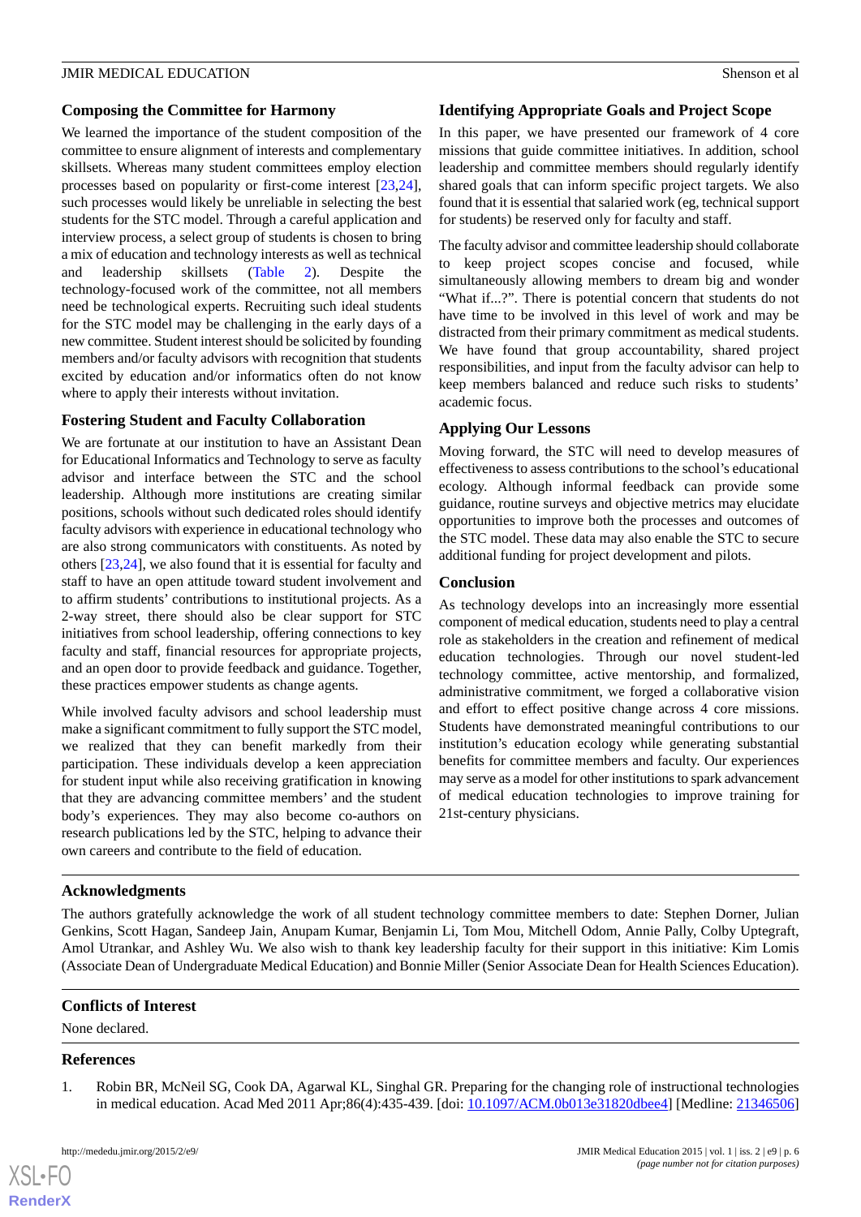### Composing the Committee for Harmony

We learned the importance of the student composition of the committee to ensure alignment of interests and complementary skillsets. Whereas many student committees employ election processes based on popularity or first-come interest [23,24], such processes would likely be unreliable in selecting the best students for the STC model. Through a careful application and interview process, a select group of students is chosen to bring a mix of education and technology interests as well as technical and leadership skillsets (Table 2). Despite the technology-focused work of the committee, not all members need be technological experts. Recruiting such ideal students for the STC model may be challenging in the early days of a new committee. Student interest should be solicited by founding members and/or faculty advisors with recognition that students excited by education and/or informatics often do not know where to apply their interests without invitation.

### Fostering Student and Faculty Collaboration

We are fortunate at our institution to have an Assistant Dean for Educational Informatics and Technology to serve as faculty advisor and interface between the STC and the school leadership. Although more institutions are creating similar positions, schools without such dedicated roles should identify faculty advisors with experience in educational technology who are also strong communicators with constituents. As noted by others [23,24], we also found that it is essential for faculty and staff to have an open attitude toward student involvement and to affirm students' contributions to institutional projects. As a 2-way street, there should also be clear support for STC initiatives from school leadership, offering connections to key faculty and staff, financial resources for appropriate projects, and an open door to provide feedback and guidance. Together, these practices empower students as change agents.

While involved faculty advisors and school leadership must make a significant commitment to fully support the STC model, we realized that they can benefit markedly from their participation. These individuals develop a keen appreciation for student input while also receiving gratification in knowing that they are advancing committee members' and the student body's experiences. They may also become co-authors on research publications led by the STC, helping to advance their own careers and contribute to the field of education.

### Identifying Appropriate Goals and Project Scope

In this paper, we have presented our framework of 4 core missions that guide committee initiatives. In addition, school leadership and committee members should regularly identify shared goals that can inform specific project targets. We also found that it is essential that salaried work (eg, technical support for students) be reserved only for faculty and staff.

The faculty advisor and committee leadership should collaborate to keep project scopes concise and focused, while simultaneously allowing members to dream big and wonder "What if...?". There is potential concern that students do not have time to be involved in this level of work and may be distracted from their primary commitment as medical students. We have found that group accountability, shared project responsibilities, and input from the faculty advisor can help to keep members balanced and reduce such risks to students' academic focus.

### Applying Our Lessons

Moving forward, the STC will need to develop measures of effectiveness to assess contributions to the school's educational ecology. Although informal feedback can provide some guidance, routine surveys and objective metrics may elucidate opportunities to improve both the processes and outcomes of the STC model. These data may also enable the STC to secure additional funding for project development and pilots.

### Conclusion

As technology develops into an increasingly more essential component of medical education, students need to play a central role as stakeholders in the creation and refinement of medical education technologies. Through our novel student-led technology committee, active mentorship, and formalized, administrative commitment, we forged a collaborative vision and effort to effect positive change across 4 core missions. Students have demonstrated meaningful contributions to our institution's education ecology while generating substantial benefits for committee members and faculty. Our experiences may serve as a model for other institutions to spark advancement of medical education technologies to improve training for 21st-century physicians.

## Acknowledgments

The authors gratefully acknowledge the work of all student technology committee members to date: Stephen Dorner, Julian Genkins, Scott Hagan, Sandeep Jain, Anupam Kumar, Benjamin Li, Tom Mou, Mitchell Odom, Annie Pally, Colby Uptegraft, Amol Utrankar, and Ashley Wu. We also wish to thank key leadership faculty for their support in this initiative: Kim Lomis (Associate Dean of Undergraduate Medical Education) and Bonnie Miller (Senior Associate Dean for Health Sciences Education).

## Conflicts of Interest

None declared.

## References

1. Robin BR, McNeil SG, Cook DA, Agarwal KL, Singhal GR. Preparing for the changing role of instructional technologies in medical education. Acad Med 2011 Apr;86(4):435-439. [doi: 10.1097/ACM.0b013e31820dbee4] [Medline: 21346506]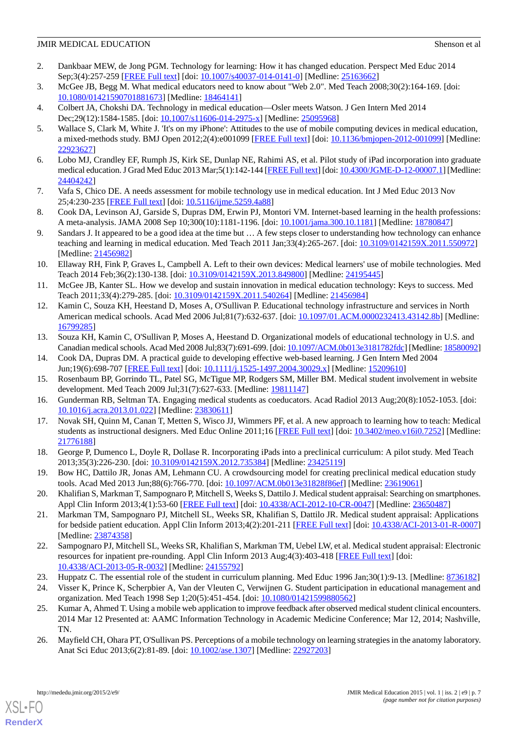2. Dankbaar MEW, de Jong PGM. Technology for learning: How it has changed education. Perspect Med Educ 2014 Sep;3(4):257-259 [FREE Full text] [doi: 10.1007/s40037-014-0141-0] [Medline: 25163662]
3. McGee JB, Begg M. What medical educators need to know about "Web 2.0". Med Teach 2008;30(2):164-169. [doi: 10.1080/01421590701881673] [Medline: 18464141]
4. Colbert JA, Chokshi DA. Technology in medical education—Osler meets Watson. J Gen Intern Med 2014 Dec;29(12):1584-1585. [doi: 10.1007/s11606-014-2975-x] [Medline: 25095968]
5. Wallace S, Clark M, White J. 'It's on my iPhone': Attitudes to the use of mobile computing devices in medical education, a mixed-methods study. BMJ Open 2012;2(4):e001099 [FREE Full text] [doi: 10.1136/bmjopen-2012-001099] [Medline: 22923627]
6. Lobo MJ, Crandley EF, Rumph JS, Kirk SE, Dunlap NE, Rahimi AS, et al. Pilot study of iPad incorporation into graduate medical education. J Grad Med Educ 2013 Mar;5(1):142-144 [FREE Full text] [doi: 10.4300/JGME-D-12-00007.1] [Medline: 24404242]
7. Vafa S, Chico DE. A needs assessment for mobile technology use in medical education. Int J Med Educ 2013 Nov 25;4:230-235 [FREE Full text] [doi: 10.5116/ijme.5259.4a88]
8. Cook DA, Levinson AJ, Garside S, Dupras DM, Erwin PJ, Montori VM. Internet-based learning in the health professions: A meta-analysis. JAMA 2008 Sep 10;300(10):1181-1196. [doi: 10.1001/jama.300.10.1181] [Medline: 18780847]
9. Sandars J. It appeared to be a good idea at the time but … A few steps closer to understanding how technology can enhance teaching and learning in medical education. Med Teach 2011 Jan;33(4):265-267. [doi: 10.3109/0142159X.2011.550972] [Medline: 21456982]
10. Ellaway RH, Fink P, Graves L, Campbell A. Left to their own devices: Medical learners' use of mobile technologies. Med Teach 2014 Feb;36(2):130-138. [doi: 10.3109/0142159X.2013.849800] [Medline: 24195445]
11. McGee JB, Kanter SL. How we develop and sustain innovation in medical education technology: Keys to success. Med Teach 2011;33(4):279-285. [doi: 10.3109/0142159X.2011.540264] [Medline: 21456984]
12. Kamin C, Souza KH, Heestand D, Moses A, O'Sullivan P. Educational technology infrastructure and services in North American medical schools. Acad Med 2006 Jul;81(7):632-637. [doi: 10.1097/01.ACM.0000232413.43142.8b] [Medline: 16799285]
13. Souza KH, Kamin C, O'Sullivan P, Moses A, Heestand D. Organizational models of educational technology in U.S. and Canadian medical schools. Acad Med 2008 Jul;83(7):691-699. [doi: 10.1097/ACM.0b013e3181782fdc] [Medline: 18580092]
14. Cook DA, Dupras DM. A practical guide to developing effective web-based learning. J Gen Intern Med 2004 Jun;19(6):698-707 [FREE Full text] [doi: 10.1111/j.1525-1497.2004.30029.x] [Medline: 15209610]
15. Rosenbaum BP, Gorrindo TL, Patel SG, McTigue MP, Rodgers SM, Miller BM. Medical student involvement in website development. Med Teach 2009 Jul;31(7):627-633. [Medline: 19811147]
16. Gunderman RB, Seltman TA. Engaging medical students as coeducators. Acad Radiol 2013 Aug;20(8):1052-1053. [doi: 10.1016/j.acra.2013.01.022] [Medline: 23830611]
17. Novak SH, Quinn M, Canan T, Metten S, Wisco JJ, Wimmers PF, et al. A new approach to learning how to teach: Medical students as instructional designers. Med Educ Online 2011;16 [FREE Full text] [doi: 10.3402/meo.v16i0.7252] [Medline: 21776188]
18. George P, Dumenco L, Doyle R, Dollase R. Incorporating iPads into a preclinical curriculum: A pilot study. Med Teach 2013;35(3):226-230. [doi: 10.3109/0142159X.2012.735384] [Medline: 23425119]
19. Bow HC, Dattilo JR, Jonas AM, Lehmann CU. A crowdsourcing model for creating preclinical medical education study tools. Acad Med 2013 Jun;88(6):766-770. [doi: 10.1097/ACM.0b013e31828f86ef] [Medline: 23619061]
20. Khalifian S, Markman T, Sampognaro P, Mitchell S, Weeks S, Dattilo J. Medical student appraisal: Searching on smartphones. Appl Clin Inform 2013;4(1):53-60 [FREE Full text] [doi: 10.4338/ACI-2012-10-CR-0047] [Medline: 23650487]
21. Markman TM, Sampognaro PJ, Mitchell SL, Weeks SR, Khalifian S, Dattilo JR. Medical student appraisal: Applications for bedside patient education. Appl Clin Inform 2013;4(2):201-211 [FREE Full text] [doi: 10.4338/ACI-2013-01-R-0007] [Medline: 23874358]
22. Sampognaro PJ, Mitchell SL, Weeks SR, Khalifian S, Markman TM, Uebel LW, et al. Medical student appraisal: Electronic resources for inpatient pre-rounding. Appl Clin Inform 2013 Aug;4(3):403-418 [FREE Full text] [doi: 10.4338/ACI-2013-05-R-0032] [Medline: 24155792]
23. Huppatz C. The essential role of the student in curriculum planning. Med Educ 1996 Jan;30(1):9-13. [Medline: 8736182]
24. Visser K, Prince K, Scherpbier A, Van der Vleuten C, Verwijnen G. Student participation in educational management and organization. Med Teach 1998 Sep 1;20(5):451-454. [doi: 10.1080/01421599880562]
25. Kumar A, Ahmed T. Using a mobile web application to improve feedback after observed medical student clinical encounters. 2014 Mar 12 Presented at: AAMC Information Technology in Academic Medicine Conference; Mar 12, 2014; Nashville, TN.
26. Mayfield CH, Ohara PT, O'Sullivan PS. Perceptions of a mobile technology on learning strategies in the anatomy laboratory. Anat Sci Educ 2013;6(2):81-89. [doi: 10.1002/ase.1307] [Medline: 22927203]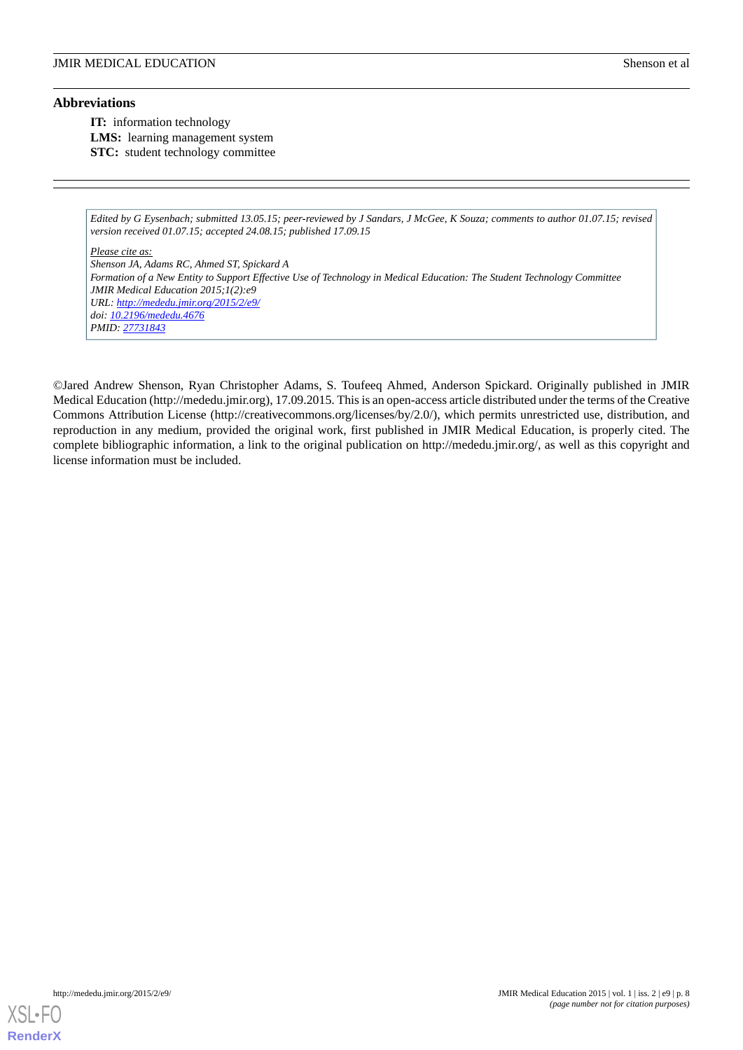## Abbreviations

**IT:** information technology
**LMS:** learning management system
**STC:** student technology committee

*Edited by G Eysenbach; submitted 13.05.15; peer-reviewed by J Sandars, J McGee, K Souza; comments to author 01.07.15; revised version received 01.07.15; accepted 24.08.15; published 17.09.15*

*Please cite as:*
*Shenson JA, Adams RC, Ahmed ST, Spickard A*
*Formation of a New Entity to Support Effective Use of Technology in Medical Education: The Student Technology Committee*
*JMIR Medical Education 2015;1(2):e9*
*URL: http://mededu.jmir.org/2015/2/e9/*
*doi: 10.2196/mededu.4676*
*PMID: 27731843*

©Jared Andrew Shenson, Ryan Christopher Adams, S. Toufeeq Ahmed, Anderson Spickard. Originally published in JMIR Medical Education (http://mededu.jmir.org), 17.09.2015. This is an open-access article distributed under the terms of the Creative Commons Attribution License (http://creativecommons.org/licenses/by/2.0/), which permits unrestricted use, distribution, and reproduction in any medium, provided the original work, first published in JMIR Medical Education, is properly cited. The complete bibliographic information, a link to the original publication on http://mededu.jmir.org/, as well as this copyright and license information must be included.